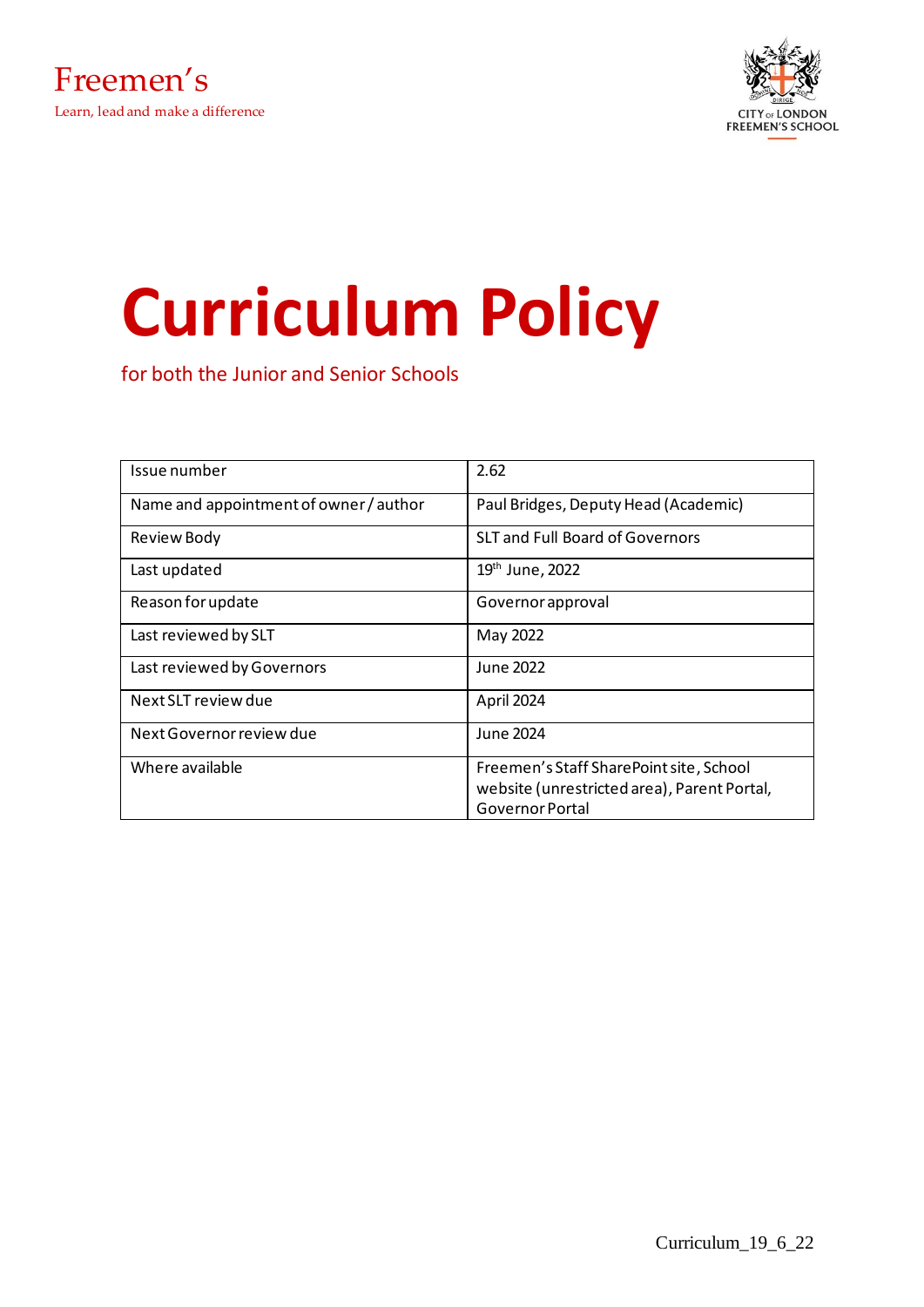Freemen's

Learn, lead and make a difference

CITY OF LONDON FREEMEN'S SCHOOL

# Curriculum Policy

for both the Junior and Senior Schools

| Issue number | 2.62 |
|---|---|
| Name and appointment of owner / author | Paul Bridges, Deputy Head (Academic) |
| Review Body | SLT and Full Board of Governors |
| Last updated | 19th June, 2022 |
| Reason for update | Governor approval |
| Last reviewed by SLT | May 2022 |
| Last reviewed by Governors | June 2022 |
| Next SLT review due | April 2024 |
| Next Governor review due | June 2024 |
| Where available | Freemen's Staff SharePoint site, School website (unrestricted area), Parent Portal, Governor Portal |

Curriculum_19_6_22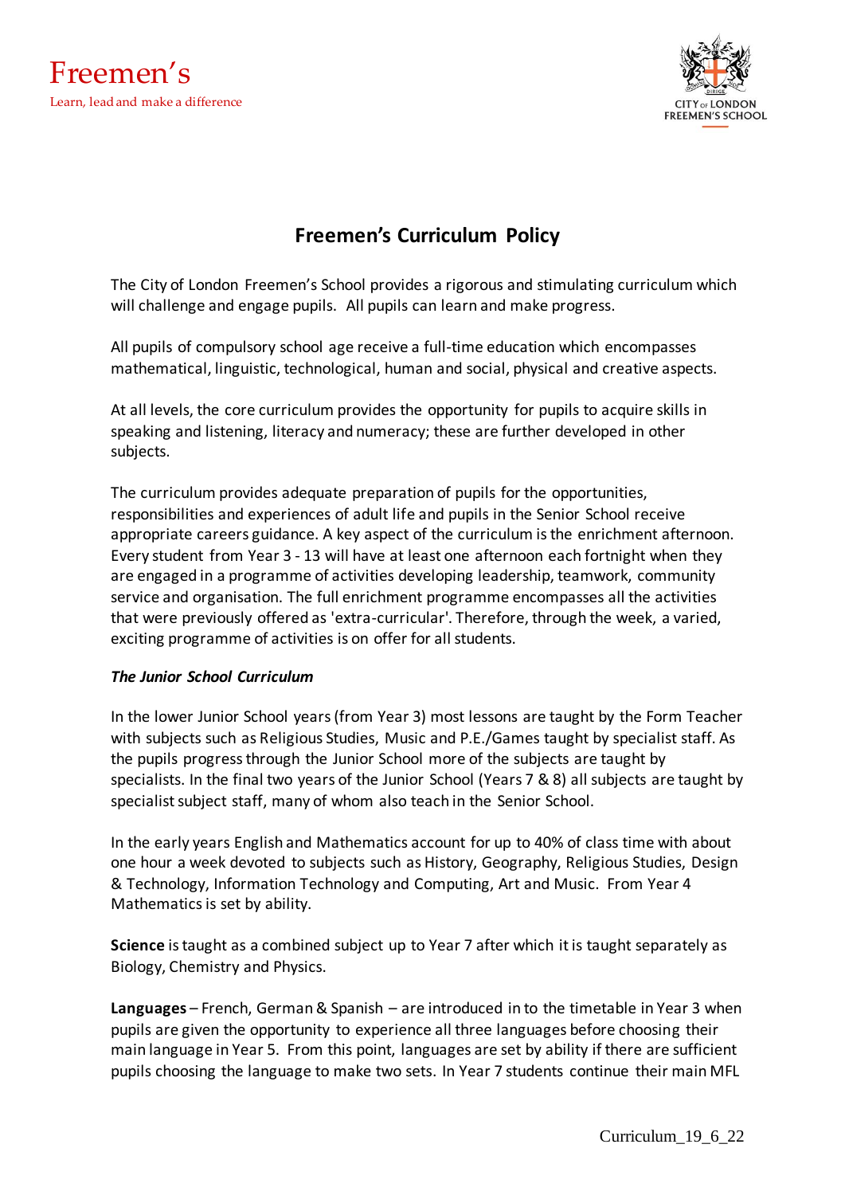# Freemen's Curriculum Policy

The City of London Freemen's School provides a rigorous and stimulating curriculum which will challenge and engage pupils. All pupils can learn and make progress.

All pupils of compulsory school age receive a full-time education which encompasses mathematical, linguistic, technological, human and social, physical and creative aspects.

At all levels, the core curriculum provides the opportunity for pupils to acquire skills in speaking and listening, literacy and numeracy; these are further developed in other subjects.

The curriculum provides adequate preparation of pupils for the opportunities, responsibilities and experiences of adult life and pupils in the Senior School receive appropriate careers guidance. A key aspect of the curriculum is the enrichment afternoon. Every student from Year 3 - 13 will have at least one afternoon each fortnight when they are engaged in a programme of activities developing leadership, teamwork, community service and organisation. The full enrichment programme encompasses all the activities that were previously offered as 'extra-curricular'. Therefore, through the week, a varied, exciting programme of activities is on offer for all students.

***The Junior School Curriculum***

In the lower Junior School years (from Year 3) most lessons are taught by the Form Teacher with subjects such as Religious Studies, Music and P.E./Games taught by specialist staff. As the pupils progress through the Junior School more of the subjects are taught by specialists. In the final two years of the Junior School (Years 7 & 8) all subjects are taught by specialist subject staff, many of whom also teach in the Senior School.

In the early years English and Mathematics account for up to 40% of class time with about one hour a week devoted to subjects such as History, Geography, Religious Studies, Design & Technology, Information Technology and Computing, Art and Music. From Year 4 Mathematics is set by ability.

**Science** is taught as a combined subject up to Year 7 after which it is taught separately as Biology, Chemistry and Physics.

**Languages** – French, German & Spanish – are introduced in to the timetable in Year 3 when pupils are given the opportunity to experience all three languages before choosing their main language in Year 5. From this point, languages are set by ability if there are sufficient pupils choosing the language to make two sets. In Year 7 students continue their main MFL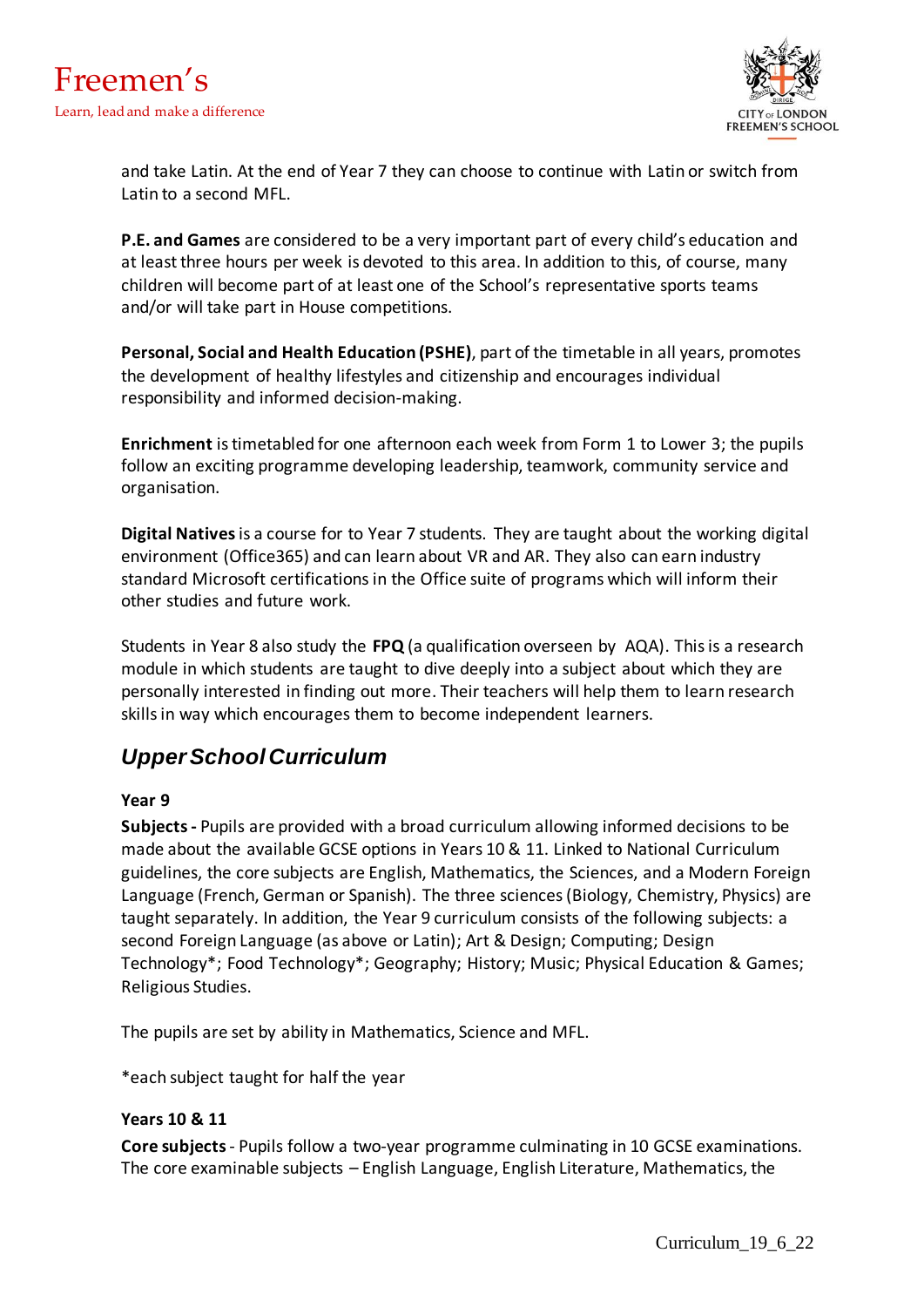and take Latin. At the end of Year 7 they can choose to continue with Latin or switch from Latin to a second MFL.

**P.E. and Games** are considered to be a very important part of every child's education and at least three hours per week is devoted to this area. In addition to this, of course, many children will become part of at least one of the School's representative sports teams and/or will take part in House competitions.

**Personal, Social and Health Education (PSHE)**, part of the timetable in all years, promotes the development of healthy lifestyles and citizenship and encourages individual responsibility and informed decision-making.

**Enrichment** is timetabled for one afternoon each week from Form 1 to Lower 3; the pupils follow an exciting programme developing leadership, teamwork, community service and organisation.

**Digital Natives** is a course for to Year 7 students. They are taught about the working digital environment (Office365) and can learn about VR and AR. They also can earn industry standard Microsoft certifications in the Office suite of programs which will inform their other studies and future work.

Students in Year 8 also study the **FPQ** (a qualification overseen by AQA). This is a research module in which students are taught to dive deeply into a subject about which they are personally interested in finding out more. Their teachers will help them to learn research skills in way which encourages them to become independent learners.

## *Upper School Curriculum*

**Year 9**

**Subjects -** Pupils are provided with a broad curriculum allowing informed decisions to be made about the available GCSE options in Years 10 & 11. Linked to National Curriculum guidelines, the core subjects are English, Mathematics, the Sciences, and a Modern Foreign Language (French, German or Spanish). The three sciences (Biology, Chemistry, Physics) are taught separately. In addition, the Year 9 curriculum consists of the following subjects: a second Foreign Language (as above or Latin); Art & Design; Computing; Design Technology*; Food Technology*; Geography; History; Music; Physical Education & Games; Religious Studies.

The pupils are set by ability in Mathematics, Science and MFL.

*each subject taught for half the year

**Years 10 & 11**

**Core subjects** - Pupils follow a two-year programme culminating in 10 GCSE examinations. The core examinable subjects – English Language, English Literature, Mathematics, the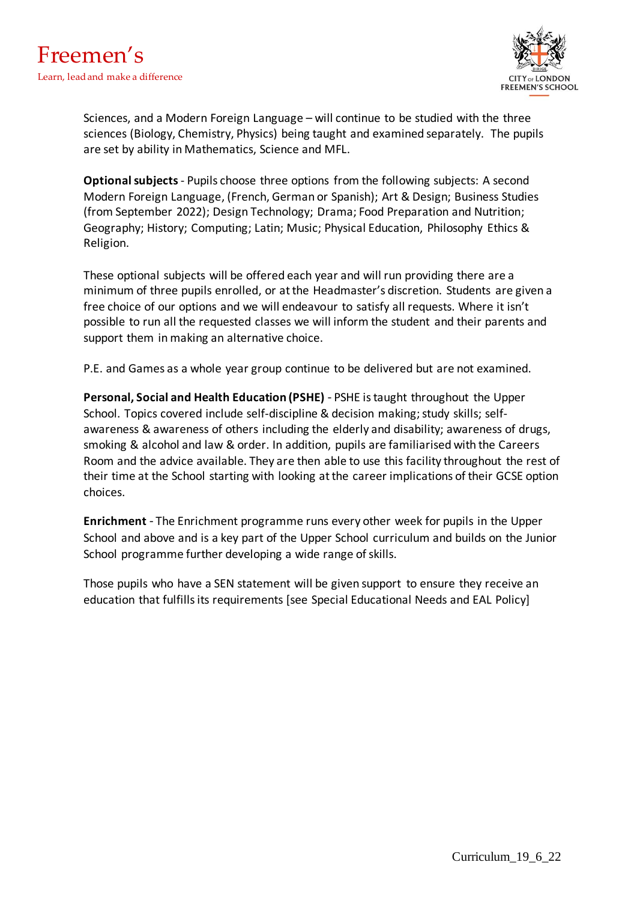Sciences, and a Modern Foreign Language – will continue to be studied with the three sciences (Biology, Chemistry, Physics) being taught and examined separately. The pupils are set by ability in Mathematics, Science and MFL.

**Optional subjects** - Pupils choose three options from the following subjects: A second Modern Foreign Language, (French, German or Spanish); Art & Design; Business Studies (from September 2022); Design Technology; Drama; Food Preparation and Nutrition; Geography; History; Computing; Latin; Music; Physical Education, Philosophy Ethics & Religion.

These optional subjects will be offered each year and will run providing there are a minimum of three pupils enrolled, or at the Headmaster's discretion. Students are given a free choice of our options and we will endeavour to satisfy all requests. Where it isn't possible to run all the requested classes we will inform the student and their parents and support them in making an alternative choice.

P.E. and Games as a whole year group continue to be delivered but are not examined.

**Personal, Social and Health Education (PSHE)** - PSHE is taught throughout the Upper School. Topics covered include self-discipline & decision making; study skills; self-awareness & awareness of others including the elderly and disability; awareness of drugs, smoking & alcohol and law & order. In addition, pupils are familiarised with the Careers Room and the advice available. They are then able to use this facility throughout the rest of their time at the School starting with looking at the career implications of their GCSE option choices.

**Enrichment** - The Enrichment programme runs every other week for pupils in the Upper School and above and is a key part of the Upper School curriculum and builds on the Junior School programme further developing a wide range of skills.

Those pupils who have a SEN statement will be given support to ensure they receive an education that fulfills its requirements [see Special Educational Needs and EAL Policy]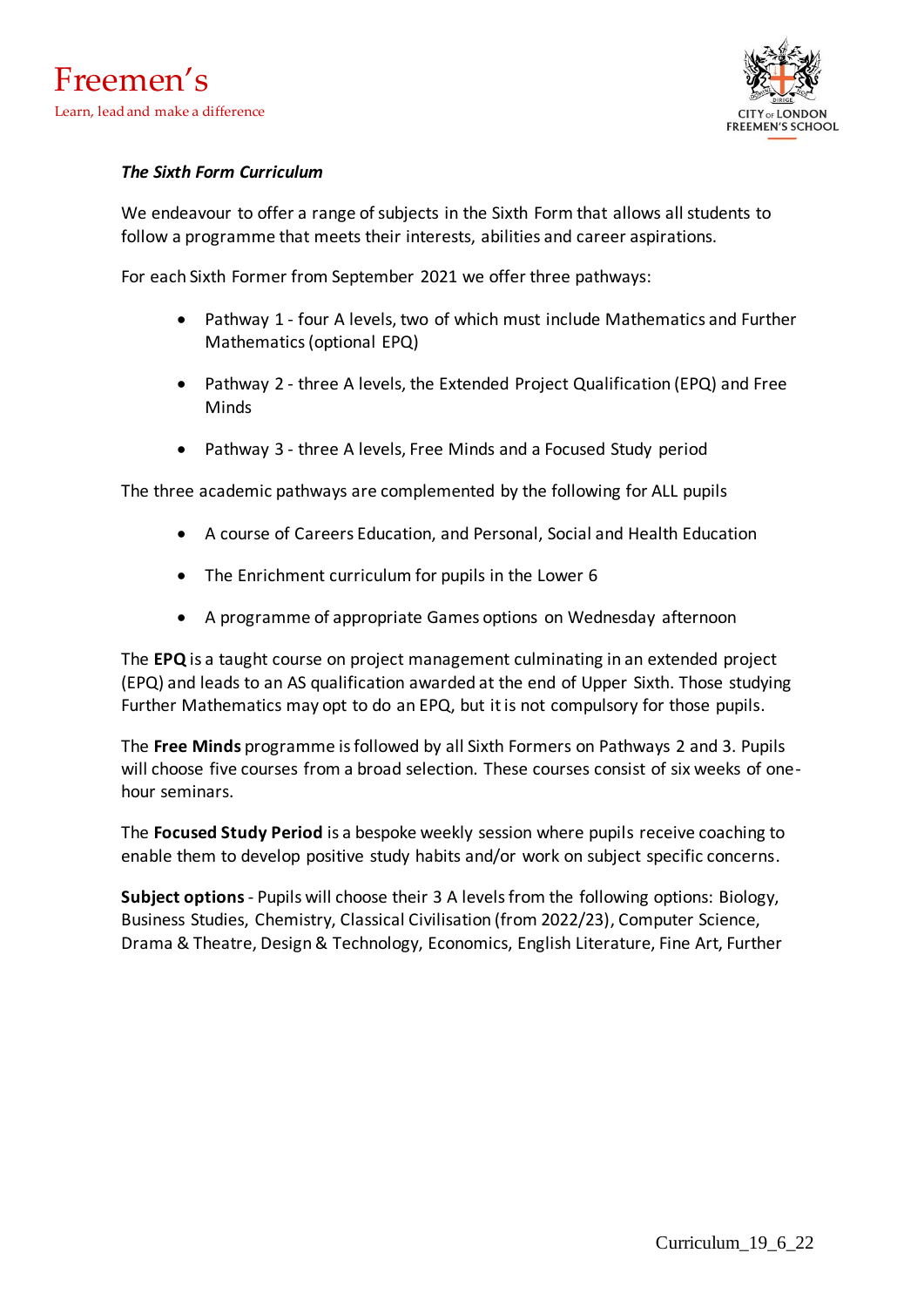***The Sixth Form Curriculum***

We endeavour to offer a range of subjects in the Sixth Form that allows all students to follow a programme that meets their interests, abilities and career aspirations.

For each Sixth Former from September 2021 we offer three pathways:

- Pathway 1 - four A levels, two of which must include Mathematics and Further Mathematics (optional EPQ)
- Pathway 2 - three A levels, the Extended Project Qualification (EPQ) and Free Minds
- Pathway 3 - three A levels, Free Minds and a Focused Study period

The three academic pathways are complemented by the following for ALL pupils

- A course of Careers Education, and Personal, Social and Health Education
- The Enrichment curriculum for pupils in the Lower 6
- A programme of appropriate Games options on Wednesday afternoon

The **EPQ** is a taught course on project management culminating in an extended project (EPQ) and leads to an AS qualification awarded at the end of Upper Sixth. Those studying Further Mathematics may opt to do an EPQ, but it is not compulsory for those pupils.

The **Free Minds** programme is followed by all Sixth Formers on Pathways 2 and 3. Pupils will choose five courses from a broad selection. These courses consist of six weeks of one-hour seminars.

The **Focused Study Period** is a bespoke weekly session where pupils receive coaching to enable them to develop positive study habits and/or work on subject specific concerns.

**Subject options** - Pupils will choose their 3 A levels from the following options: Biology, Business Studies, Chemistry, Classical Civilisation (from 2022/23), Computer Science, Drama & Theatre, Design & Technology, Economics, English Literature, Fine Art, Further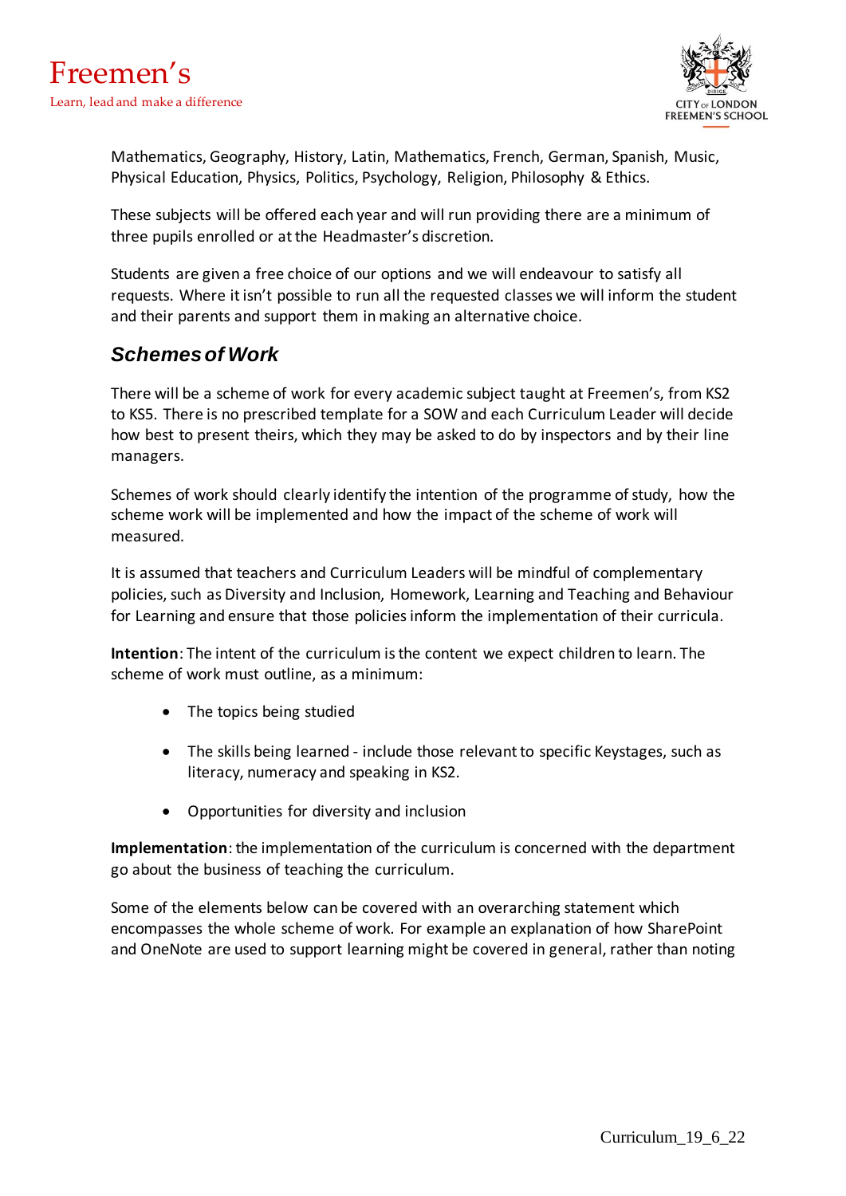Mathematics, Geography, History, Latin, Mathematics, French, German, Spanish, Music, Physical Education, Physics, Politics, Psychology, Religion, Philosophy & Ethics.

These subjects will be offered each year and will run providing there are a minimum of three pupils enrolled or at the Headmaster's discretion.

Students are given a free choice of our options and we will endeavour to satisfy all requests. Where it isn't possible to run all the requested classes we will inform the student and their parents and support them in making an alternative choice.

## *Schemes of Work*

There will be a scheme of work for every academic subject taught at Freemen's, from KS2 to KS5. There is no prescribed template for a SOW and each Curriculum Leader will decide how best to present theirs, which they may be asked to do by inspectors and by their line managers.

Schemes of work should clearly identify the intention of the programme of study, how the scheme work will be implemented and how the impact of the scheme of work will measured.

It is assumed that teachers and Curriculum Leaders will be mindful of complementary policies, such as Diversity and Inclusion, Homework, Learning and Teaching and Behaviour for Learning and ensure that those policies inform the implementation of their curricula.

**Intention**: The intent of the curriculum is the content we expect children to learn. The scheme of work must outline, as a minimum:

- The topics being studied
- The skills being learned - include those relevant to specific Keystages, such as literacy, numeracy and speaking in KS2.
- Opportunities for diversity and inclusion

**Implementation**: the implementation of the curriculum is concerned with the department go about the business of teaching the curriculum.

Some of the elements below can be covered with an overarching statement which encompasses the whole scheme of work. For example an explanation of how SharePoint and OneNote are used to support learning might be covered in general, rather than noting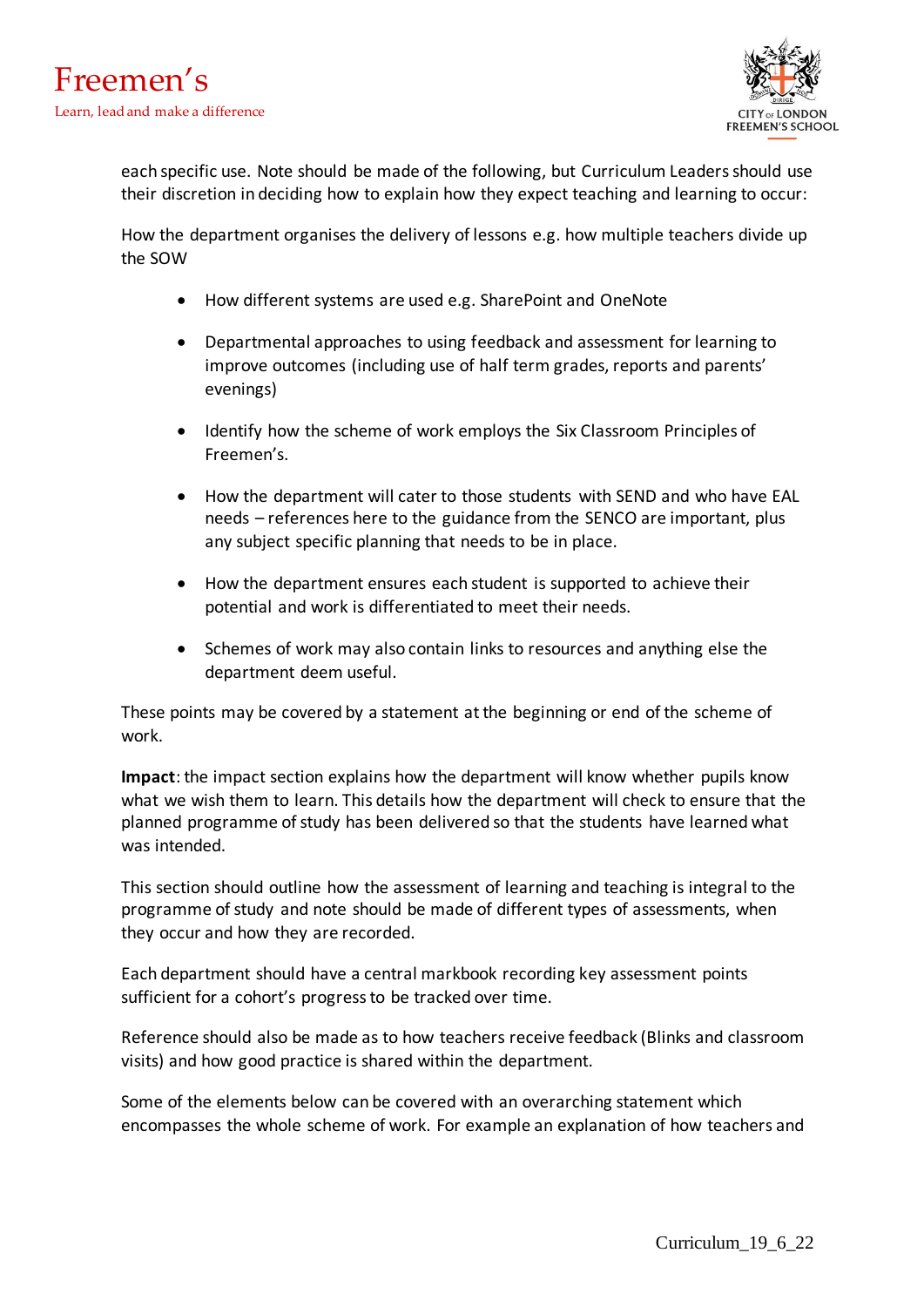each specific use. Note should be made of the following, but Curriculum Leaders should use their discretion in deciding how to explain how they expect teaching and learning to occur:

How the department organises the delivery of lessons e.g. how multiple teachers divide up the SOW

- How different systems are used e.g. SharePoint and OneNote
- Departmental approaches to using feedback and assessment for learning to improve outcomes (including use of half term grades, reports and parents' evenings)
- Identify how the scheme of work employs the Six Classroom Principles of Freemen's.
- How the department will cater to those students with SEND and who have EAL needs – references here to the guidance from the SENCO are important, plus any subject specific planning that needs to be in place.
- How the department ensures each student is supported to achieve their potential and work is differentiated to meet their needs.
- Schemes of work may also contain links to resources and anything else the department deem useful.

These points may be covered by a statement at the beginning or end of the scheme of work.

**Impact**: the impact section explains how the department will know whether pupils know what we wish them to learn. This details how the department will check to ensure that the planned programme of study has been delivered so that the students have learned what was intended.

This section should outline how the assessment of learning and teaching is integral to the programme of study and note should be made of different types of assessments, when they occur and how they are recorded.

Each department should have a central markbook recording key assessment points sufficient for a cohort's progress to be tracked over time.

Reference should also be made as to how teachers receive feedback (Blinks and classroom visits) and how good practice is shared within the department.

Some of the elements below can be covered with an overarching statement which encompasses the whole scheme of work. For example an explanation of how teachers and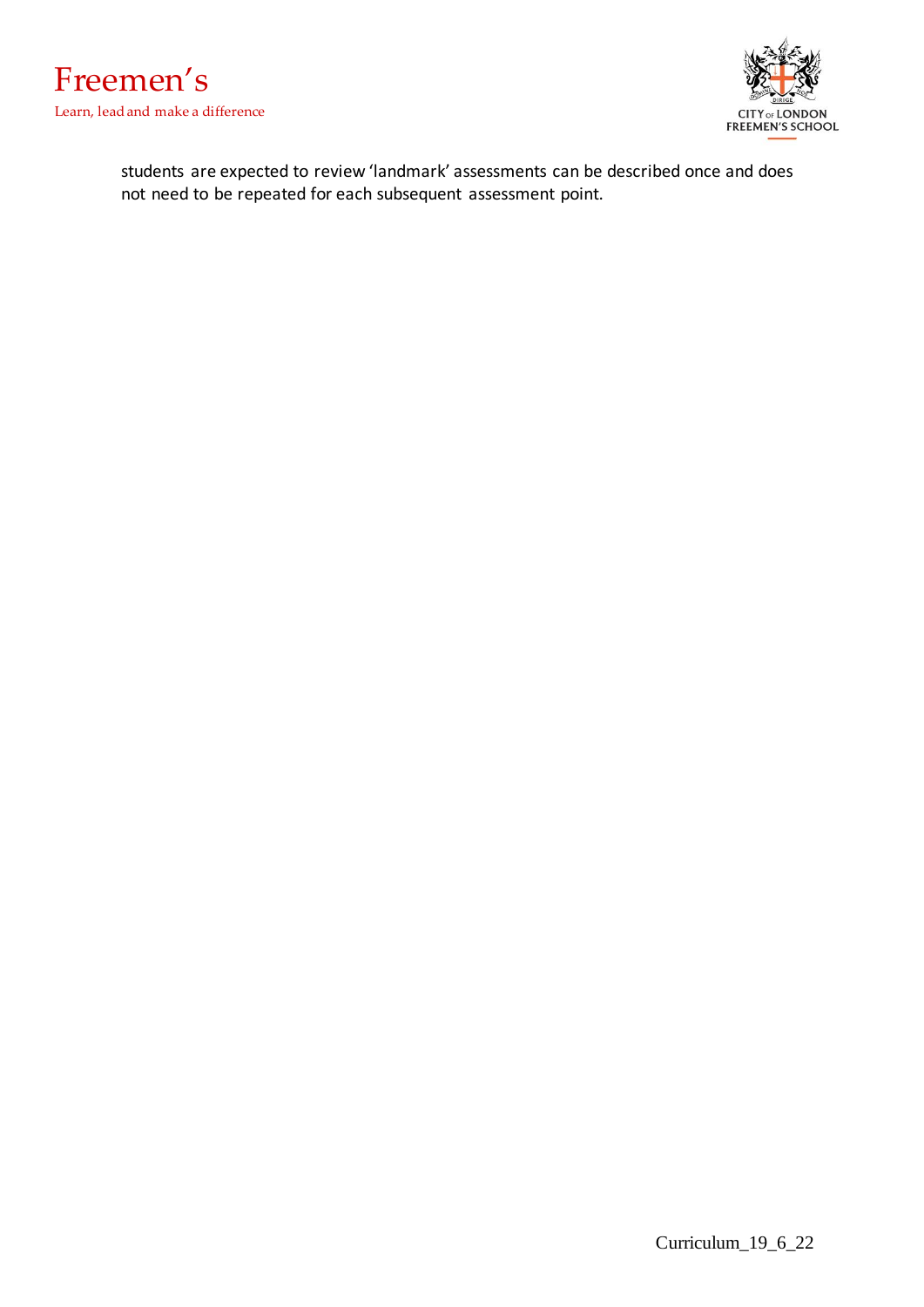students are expected to review 'landmark' assessments can be described once and does not need to be repeated for each subsequent assessment point.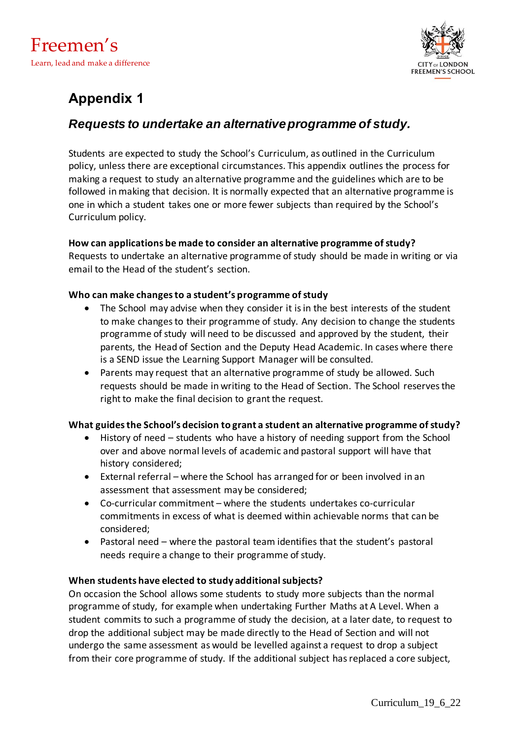# Appendix 1

## *Requests to undertake an alternative programme of study.*

Students are expected to study the School's Curriculum, as outlined in the Curriculum policy, unless there are exceptional circumstances. This appendix outlines the process for making a request to study an alternative programme and the guidelines which are to be followed in making that decision. It is normally expected that an alternative programme is one in which a student takes one or more fewer subjects than required by the School's Curriculum policy.

**How can applications be made to consider an alternative programme of study?**
Requests to undertake an alternative programme of study should be made in writing or via email to the Head of the student's section.

**Who can make changes to a student's programme of study**

- The School may advise when they consider it is in the best interests of the student to make changes to their programme of study. Any decision to change the students programme of study will need to be discussed and approved by the student, their parents, the Head of Section and the Deputy Head Academic. In cases where there is a SEND issue the Learning Support Manager will be consulted.
- Parents may request that an alternative programme of study be allowed. Such requests should be made in writing to the Head of Section. The School reserves the right to make the final decision to grant the request.

**What guides the School's decision to grant a student an alternative programme of study?**

- History of need – students who have a history of needing support from the School over and above normal levels of academic and pastoral support will have that history considered;
- External referral – where the School has arranged for or been involved in an assessment that assessment may be considered;
- Co-curricular commitment – where the students undertakes co-curricular commitments in excess of what is deemed within achievable norms that can be considered;
- Pastoral need – where the pastoral team identifies that the student's pastoral needs require a change to their programme of study.

**When students have elected to study additional subjects?**
On occasion the School allows some students to study more subjects than the normal programme of study, for example when undertaking Further Maths at A Level. When a student commits to such a programme of study the decision, at a later date, to request to drop the additional subject may be made directly to the Head of Section and will not undergo the same assessment as would be levelled against a request to drop a subject from their core programme of study. If the additional subject has replaced a core subject,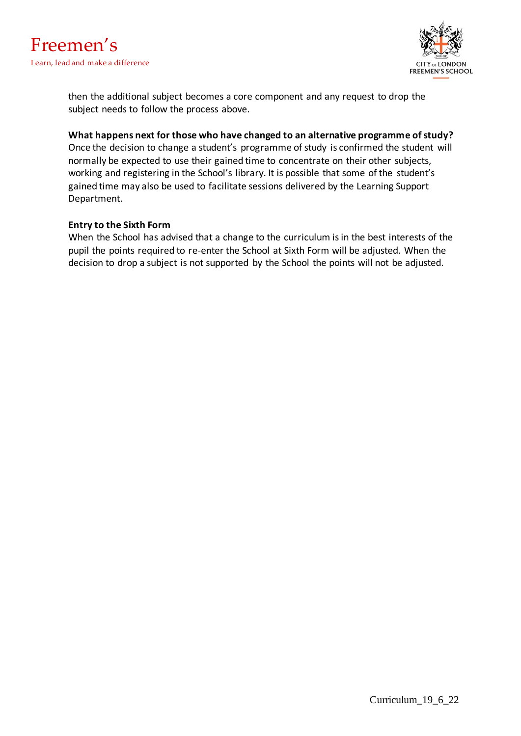then the additional subject becomes a core component and any request to drop the subject needs to follow the process above.

**What happens next for those who have changed to an alternative programme of study?**
Once the decision to change a student's programme of study is confirmed the student will normally be expected to use their gained time to concentrate on their other subjects, working and registering in the School's library. It is possible that some of the student's gained time may also be used to facilitate sessions delivered by the Learning Support Department.

**Entry to the Sixth Form**
When the School has advised that a change to the curriculum is in the best interests of the pupil the points required to re-enter the School at Sixth Form will be adjusted. When the decision to drop a subject is not supported by the School the points will not be adjusted.